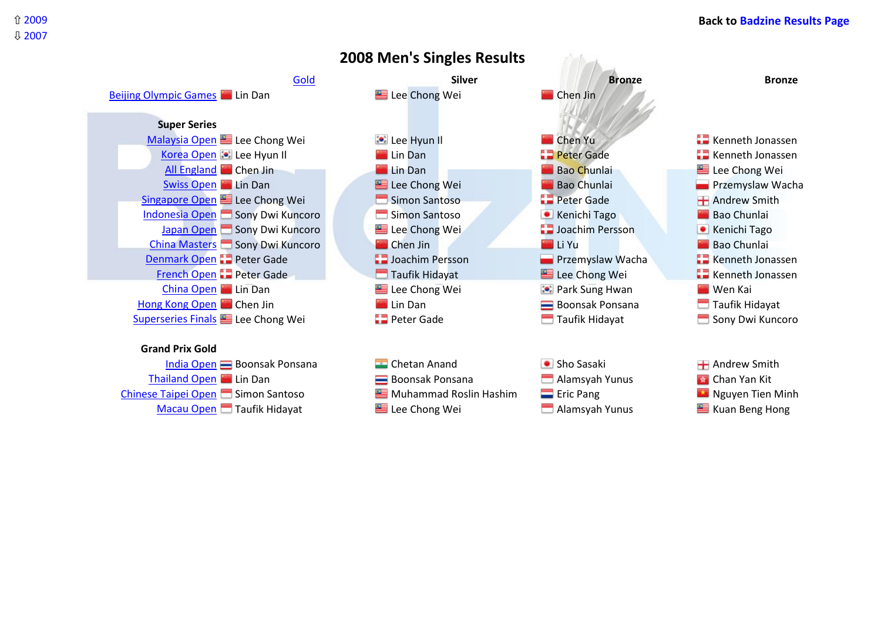⇧ 2009
⇩ 2007

Back to Badzine Results Page

# 2008 Men's Singles Results

| | Gold | Silver | Bronze | Bronze |
|---|---|---|---|---|
| Beijing Olympic Games | Lin Dan | Lee Chong Wei | Chen Jin | |
| **Super Series** | | | | |
| Malaysia Open | Lee Chong Wei | Lee Hyun Il | Chen Yu | Kenneth Jonassen |
| Korea Open | Lee Hyun Il | Lin Dan | Peter Gade | Kenneth Jonassen |
| All England | Chen Jin | Lin Dan | Bao Chunlai | Lee Chong Wei |
| Swiss Open | Lin Dan | Lee Chong Wei | Bao Chunlai | Przemyslaw Wacha |
| Singapore Open | Lee Chong Wei | Simon Santoso | Peter Gade | Andrew Smith |
| Indonesia Open | Sony Dwi Kuncoro | Simon Santoso | Kenichi Tago | Bao Chunlai |
| Japan Open | Sony Dwi Kuncoro | Lee Chong Wei | Joachim Persson | Kenichi Tago |
| China Masters | Sony Dwi Kuncoro | Chen Jin | Li Yu | Bao Chunlai |
| Denmark Open | Peter Gade | Joachim Persson | Przemyslaw Wacha | Kenneth Jonassen |
| French Open | Peter Gade | Taufik Hidayat | Lee Chong Wei | Kenneth Jonassen |
| China Open | Lin Dan | Lee Chong Wei | Park Sung Hwan | Wen Kai |
| Hong Kong Open | Chen Jin | Lin Dan | Boonsak Ponsana | Taufik Hidayat |
| Superseries Finals | Lee Chong Wei | Peter Gade | Taufik Hidayat | Sony Dwi Kuncoro |
| **Grand Prix Gold** | | | | |
| India Open | Boonsak Ponsana | Chetan Anand | Sho Sasaki | Andrew Smith |
| Thailand Open | Lin Dan | Boonsak Ponsana | Alamsyah Yunus | Chan Yan Kit |
| Chinese Taipei Open | Simon Santoso | Muhammad Roslin Hashim | Eric Pang | Nguyen Tien Minh |
| Macau Open | Taufik Hidayat | Lee Chong Wei | Alamsyah Yunus | Kuan Beng Hong |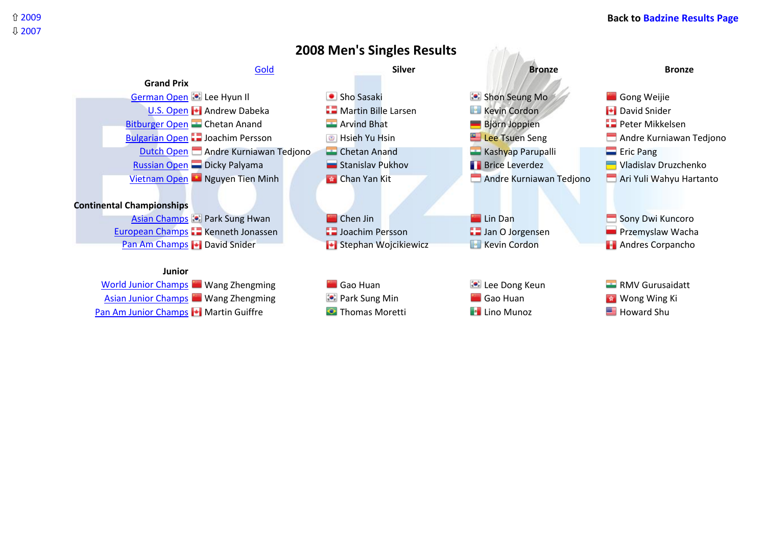⇧ 2009
⇩ 2007

Back to Badzine Results Page

# 2008 Men's Singles Results

| | Gold | Silver | Bronze | Bronze |
|---|---|---|---|---|
| **Grand Prix** | | | | |
| German Open | Lee Hyun Il | Sho Sasaki | Shon Seung Mo | Gong Weijie |
| U.S. Open | Andrew Dabeka | Martin Bille Larsen | Kevin Cordon | David Snider |
| Bitburger Open | Chetan Anand | Arvind Bhat | Björn Joppien | Peter Mikkelsen |
| Bulgarian Open | Joachim Persson | Hsieh Yu Hsin | Lee Tsuen Seng | Andre Kurniawan Tedjono |
| Dutch Open | Andre Kurniawan Tedjono | Chetan Anand | Kashyap Parupalli | Eric Pang |
| Russian Open | Dicky Palyama | Stanislav Pukhov | Brice Leverdez | Vladislav Druzchenko |
| Vietnam Open | Nguyen Tien Minh | Chan Yan Kit | Andre Kurniawan Tedjono | Ari Yuli Wahyu Hartanto |
| **Continental Championships** | | | | |
| Asian Champs | Park Sung Hwan | Chen Jin | Lin Dan | Sony Dwi Kuncoro |
| European Champs | Kenneth Jonassen | Joachim Persson | Jan O Jorgensen | Przemyslaw Wacha |
| Pan Am Champs | David Snider | Stephan Wojcikiewicz | Kevin Cordon | Andres Corpancho |
| **Junior** | | | | |
| World Junior Champs | Wang Zhengming | Gao Huan | Lee Dong Keun | RMV Gurusaidatt |
| Asian Junior Champs | Wang Zhengming | Park Sung Min | Gao Huan | Wong Wing Ki |
| Pan Am Junior Champs | Martin Guiffre | Thomas Moretti | Lino Munoz | Howard Shu |